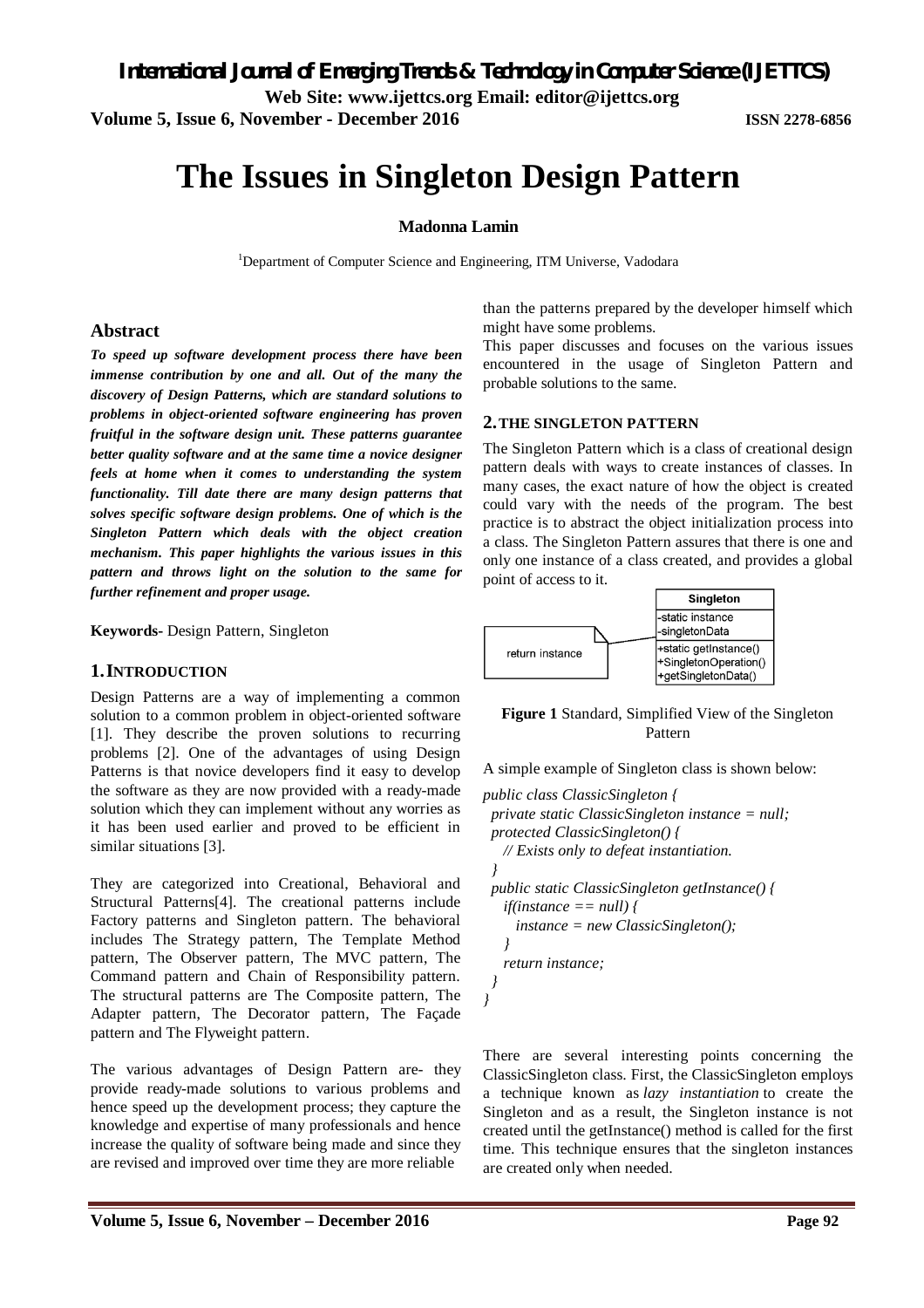# The Issues in Singleton Design Pattern

**Madonna Lamin**

[1]Department of Computer Science and Engineering, ITM Universe, Vadodara

## Abstract

***To speed up software development process there have been immense contribution by one and all. Out of the many the discovery of Design Patterns, which are standard solutions to problems in object-oriented software engineering has proven fruitful in the software design unit. These patterns guarantee better quality software and at the same time a novice designer feels at home when it comes to understanding the system functionality. Till date there are many design patterns that solves specific software design problems. One of which is the Singleton Pattern which deals with the object creation mechanism. This paper highlights the various issues in this pattern and throws light on the solution to the same for further refinement and proper usage.***

**Keywords-** Design Pattern, Singleton

## 1. INTRODUCTION

Design Patterns are a way of implementing a common solution to a common problem in object-oriented software [1]. They describe the proven solutions to recurring problems [2]. One of the advantages of using Design Patterns is that novice developers find it easy to develop the software as they are now provided with a ready-made solution which they can implement without any worries as it has been used earlier and proved to be efficient in similar situations [3].

They are categorized into Creational, Behavioral and Structural Patterns[4]. The creational patterns include Factory patterns and Singleton pattern. The behavioral includes The Strategy pattern, The Template Method pattern, The Observer pattern, The MVC pattern, The Command pattern and Chain of Responsibility pattern. The structural patterns are The Composite pattern, The Adapter pattern, The Decorator pattern, The Façade pattern and The Flyweight pattern.

The various advantages of Design Pattern are- they provide ready-made solutions to various problems and hence speed up the development process; they capture the knowledge and expertise of many professionals and hence increase the quality of software being made and since they are revised and improved over time they are more reliable than the patterns prepared by the developer himself which might have some problems.

This paper discusses and focuses on the various issues encountered in the usage of Singleton Pattern and probable solutions to the same.

## 2. THE SINGLETON PATTERN

The Singleton Pattern which is a class of creational design pattern deals with ways to create instances of classes. In many cases, the exact nature of how the object is created could vary with the needs of the program. The best practice is to abstract the object initialization process into a class. The Singleton Pattern assures that there is one and only one instance of a class created, and provides a global point of access to it.

return instance

Singleton
-static instance
-singletonData
+static getInstance()
+SingletonOperation()
+getSingletonData()

**Figure 1** Standard, Simplified View of the Singleton Pattern

A simple example of Singleton class is shown below:

```
public class ClassicSingleton {
  private static ClassicSingleton instance = null;
  protected ClassicSingleton() {
    // Exists only to defeat instantiation.
  }
  public static ClassicSingleton getInstance() {
    if(instance == null) {
      instance = new ClassicSingleton();
    }
    return instance;
  }
}
```

There are several interesting points concerning the ClassicSingleton class. First, the ClassicSingleton employs a technique known as *lazy instantiation* to create the Singleton and as a result, the Singleton instance is not created until the getInstance() method is called for the first time. This technique ensures that the singleton instances are created only when needed.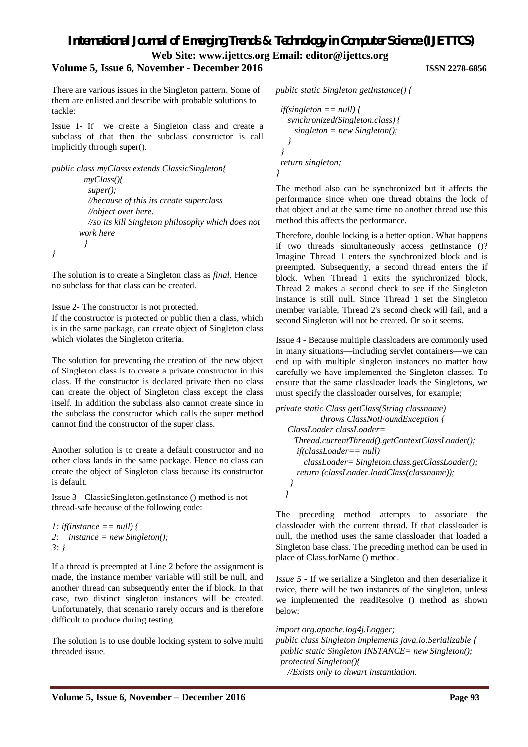There are various issues in the Singleton pattern. Some of them are enlisted and describe with probable solutions to tackle:

Issue 1- If we create a Singleton class and create a subclass of that then the subclass constructor is call implicitly through super().

```
public class myClasss extends ClassicSingleton{
        myClass(){
         super();
         //because of this its create superclass
         //object over here.
         //so its kill Singleton philosophy which does not
        work here
         }
}
```

The solution is to create a Singleton class as *final*. Hence no subclass for that class can be created.

Issue 2- The constructor is not protected.

If the constructor is protected or public then a class, which is in the same package, can create object of Singleton class which violates the Singleton criteria.

The solution for preventing the creation of the new object of Singleton class is to create a private constructor in this class. If the constructor is declared private then no class can create the object of Singleton class except the class itself. In addition the subclass also cannot create since in the subclass the constructor which calls the super method cannot find the constructor of the super class.

Another solution is to create a default constructor and no other class lands in the same package. Hence no class can create the object of Singleton class because its constructor is default.

Issue 3 - ClassicSingleton.getInstance () method is not thread-safe because of the following code:

```
1: if(instance == null) {
2:    instance = new Singleton();
3: }
```

If a thread is preempted at Line 2 before the assignment is made, the instance member variable will still be null, and another thread can subsequently enter the if block. In that case, two distinct singleton instances will be created. Unfortunately, that scenario rarely occurs and is therefore difficult to produce during testing.

The solution is to use double locking system to solve multi threaded issue.

```
public static Singleton getInstance() {

  if(singleton == null) {
    synchronized(Singleton.class) {
      singleton = new Singleton();
    }
  }
  return singleton;
}
```

The method also can be synchronized but it affects the performance since when one thread obtains the lock of that object and at the same time no another thread use this method this affects the performance.

Therefore, double locking is a better option. What happens if two threads simultaneously access getInstance ()? Imagine Thread 1 enters the synchronized block and is preempted. Subsequently, a second thread enters the if block. When Thread 1 exits the synchronized block, Thread 2 makes a second check to see if the Singleton instance is still null. Since Thread 1 set the Singleton member variable, Thread 2's second check will fail, and a second Singleton will not be created. Or so it seems.

Issue 4 - Because multiple classloaders are commonly used in many situations—including servlet containers—we can end up with multiple singleton instances no matter how carefully we have implemented the Singleton classes. To ensure that the same classloader loads the Singletons, we must specify the classloader ourselves, for example;

```
private static Class getClass(String classname)
            throws ClassNotFoundException {
    ClassLoader classLoader=
      Thread.currentThread().getContextClassLoader();
       if(classLoader== null)
         classLoader= Singleton.class.getClassLoader();
      return (classLoader.loadClass(classname));
    }
  }
```

The preceding method attempts to associate the classloader with the current thread. If that classloader is null, the method uses the same classloader that loaded a Singleton base class. The preceding method can be used in place of Class.forName () method.

*Issue 5* - If we serialize a Singleton and then deserialize it twice, there will be two instances of the singleton, unless we implemented the readResolve () method as shown below:

```
import org.apache.log4j.Logger;
public class Singleton implements java.io.Serializable {
  public static Singleton INSTANCE= new Singleton();
  protected Singleton(){
    //Exists only to thwart instantiation.
```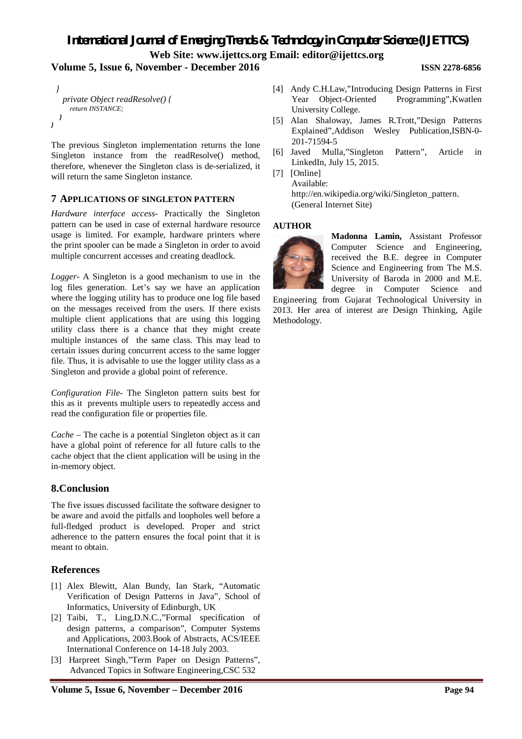```
  }
    private Object readResolve() {
       return INSTANCE;
    }
}
```

The previous Singleton implementation returns the lone Singleton instance from the readResolve() method, therefore, whenever the Singleton class is de-serialized, it will return the same Singleton instance.

## 7 APPLICATIONS OF SINGLETON PATTERN

*Hardware interface access*- Practically the Singleton pattern can be used in case of external hardware resource usage is limited. For example, hardware printers where the print spooler can be made a Singleton in order to avoid multiple concurrent accesses and creating deadlock.

*Logger*- A Singleton is a good mechanism to use in the log files generation. Let's say we have an application where the logging utility has to produce one log file based on the messages received from the users. If there exists multiple client applications that are using this logging utility class there is a chance that they might create multiple instances of the same class. This may lead to certain issues during concurrent access to the same logger file. Thus, it is advisable to use the logger utility class as a Singleton and provide a global point of reference.

*Configuration File*- The Singleton pattern suits best for this as it prevents multiple users to repeatedly access and read the configuration file or properties file.

*Cache* – The cache is a potential Singleton object as it can have a global point of reference for all future calls to the cache object that the client application will be using in the in-memory object.

## 8.Conclusion

The five issues discussed facilitate the software designer to be aware and avoid the pitfalls and loopholes well before a full-fledged product is developed. Proper and strict adherence to the pattern ensures the focal point that it is meant to obtain.

## References

[1] Alex Blewitt, Alan Bundy, Ian Stark, "Automatic Verification of Design Patterns in Java", School of Informatics, University of Edinburgh, UK

[2] Taibi, T., Ling,D.N.C.,"Formal specification of design patterns, a comparison", Computer Systems and Applications, 2003.Book of Abstracts, ACS/IEEE International Conference on 14-18 July 2003.

[3] Harpreet Singh,"Term Paper on Design Patterns", Advanced Topics in Software Engineering,CSC 532

[4] Andy C.H.Law,"Introducing Design Patterns in First Year Object-Oriented Programming",Kwatlen University College.

[5] Alan Shaloway, James R.Trott,"Design Patterns Explained",Addison Wesley Publication,ISBN-0-201-71594-5

[6] Javed Mulla,"Singleton Pattern", Article in LinkedIn, July 15, 2015.

[7] [Online] Available: http://en.wikipedia.org/wiki/Singleton_pattern. (General Internet Site)

**AUTHOR**

**Madonna Lamin,** Assistant Professor Computer Science and Engineering, received the B.E. degree in Computer Science and Engineering from The M.S. University of Baroda in 2000 and M.E. degree in Computer Science and Engineering from Gujarat Technological University in 2013. Her area of interest are Design Thinking, Agile Methodology.